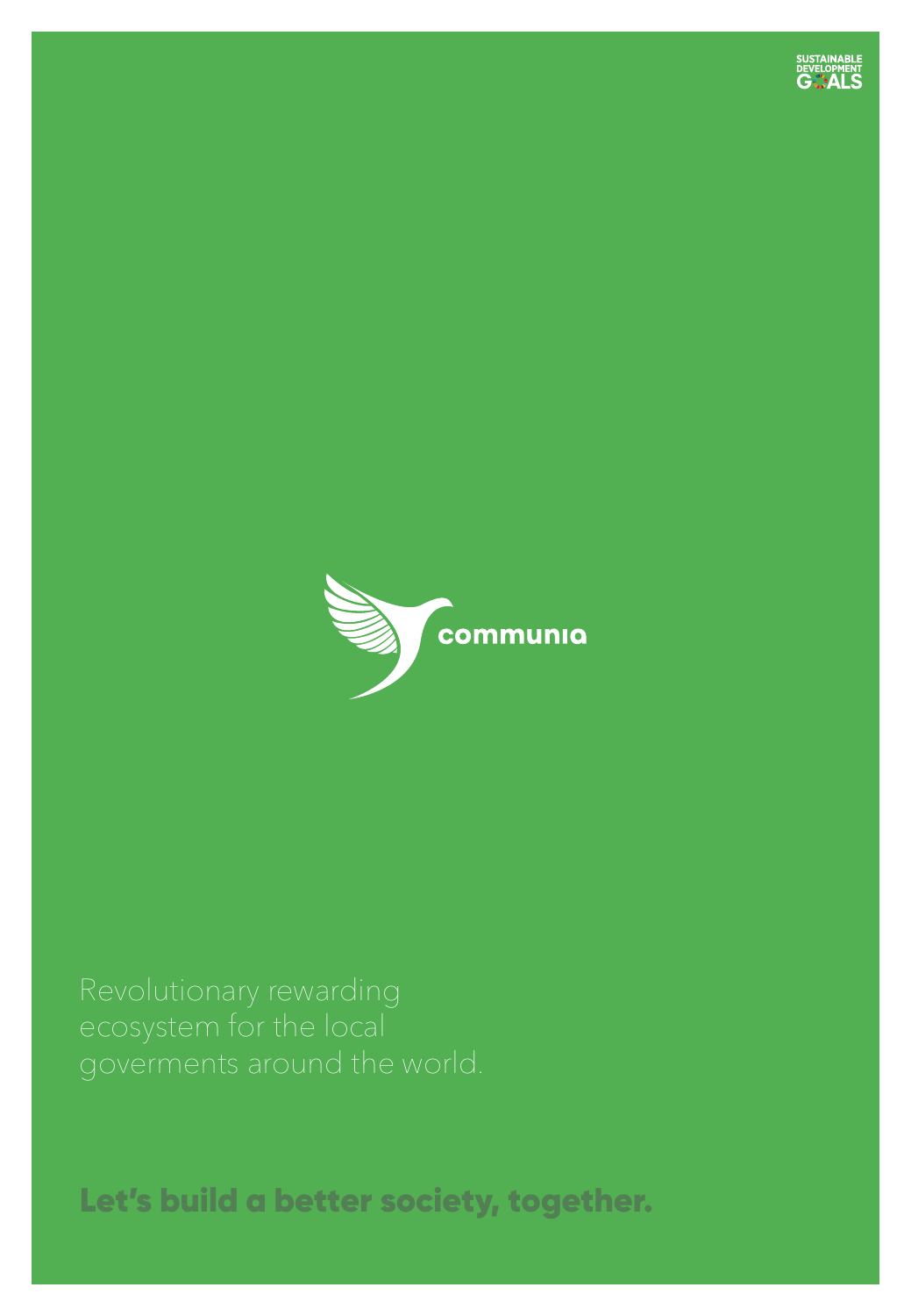SUSTAINABLE DEVELOPMENT GOALS

communia

Revolutionary rewarding ecosystem for the local goverments around the world.

**Let's build a better society, together.**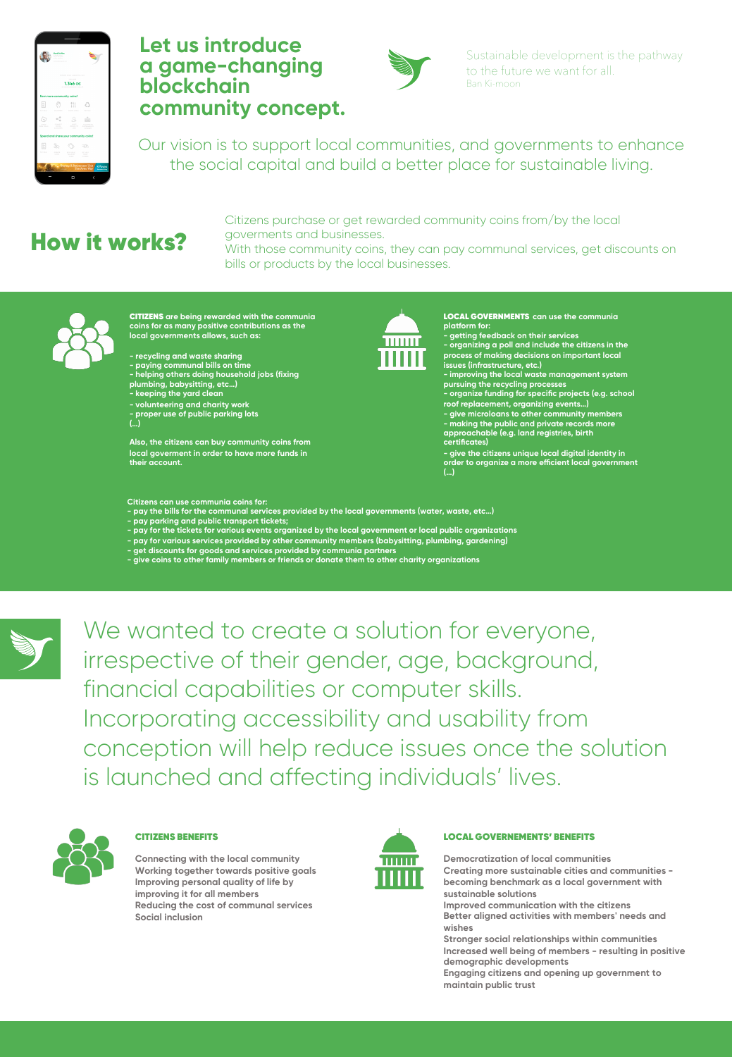# Let us introduce a game-changing blockchain community concept.

Sustainable development is the pathway to the future we want for all.
Ban Ki-moon

Our vision is to support local communities, and governments to enhance the social capital and build a better place for sustainable living.

## How it works?

Citizens purchase or get rewarded community coins from/by the local goverments and businesses.
With those community coins, they can pay communal services, get discounts on bills or products by the local businesses.

**CITIZENS** are being rewarded with the communia coins for as many positive contributions as the local governments allows, such as:

- recycling and waste sharing
- paying communal bills on time
- helping others doing household jobs (fixing plumbing, babysitting, etc...)
- keeping the yard clean
- volunteering and charity work
- proper use of public parking lots

(...)

Also, the citizens can buy community coins from local goverment in order to have more funds in their account.

**LOCAL GOVERNMENTS** can use the communia platform for:

- getting feedback on their services
- organizing a poll and include the citizens in the process of making decisions on important local issues (infrastructure, etc.)
- improving the local waste management system pursuing the recycling processes
- organize funding for specific projects (e.g. school roof replacement, organizing events...)
- give microloans to other community members
- making the public and private records more approachable (e.g. land registries, birth certificates)
- give the citizens unique local digital identity in order to organize a more efficient local government

(...)

Citizens can use communia coins for:

- pay the bills for the communal services provided by the local governments (water, waste, etc...)
- pay parking and public transport tickets;
- pay for the tickets for various events organized by the local government or local public organizations
- pay for various services provided by other community members (babysitting, plumbing, gardening)
- get discounts for goods and services provided by communia partners
- give coins to other family members or friends or donate them to other charity organizations

We wanted to create a solution for everyone, irrespective of their gender, age, background, financial capabilities or computer skills. Incorporating accessibility and usability from conception will help reduce issues once the solution is launched and affecting individuals' lives.

### CITIZENS BENEFITS

Connecting with the local community
Working together towards positive goals
Improving personal quality of life by improving it for all members
Reducing the cost of communal services
Social inclusion

### LOCAL GOVERNEMENTS' BENEFITS

Democratization of local communities
Creating more sustainable cities and communities - becoming benchmark as a local government with sustainable solutions
Improved communication with the citizens
Better aligned activities with members' needs and wishes
Stronger social relationships within communities
Increased well being of members - resulting in positive demographic developments
Engaging citizens and opening up government to maintain public trust